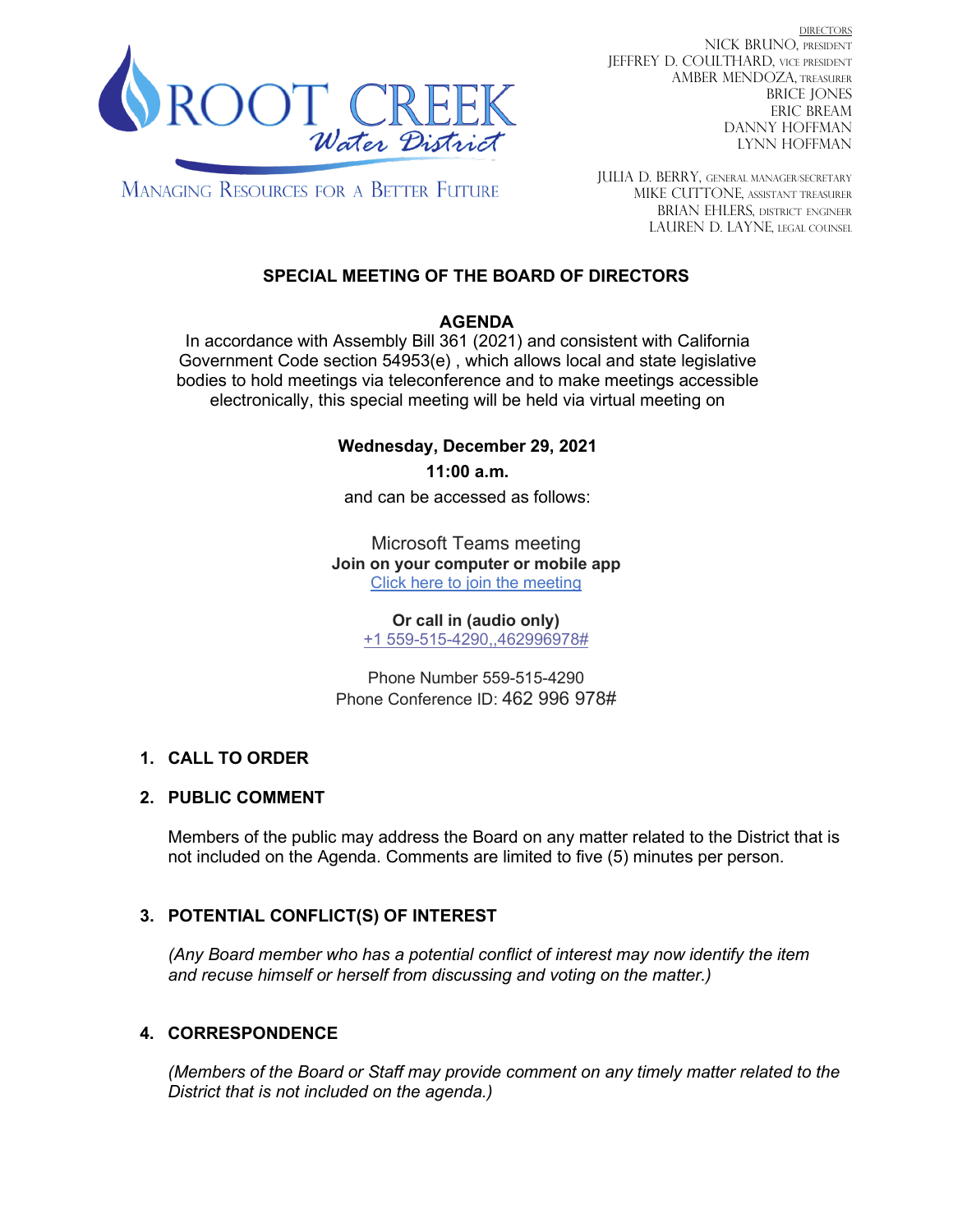# ROOT CREEK Water District

MANAGING RESOURCES FOR A BETTER FUTURE

DIRECTORS

NICK BRUNO, PRESIDENT
JEFFREY D. COULTHARD, VICE PRESIDENT
AMBER MENDOZA, TREASURER
BRICE JONES
ERIC BREAM
DANNY HOFFMAN
LYNN HOFFMAN

JULIA D. BERRY, GENERAL MANAGER/SECRETARY
MIKE CUTTONE, ASSISTANT TREASURER
BRIAN EHLERS, DISTRICT ENGINEER
LAUREN D. LAYNE, LEGAL COUNSEL

## SPECIAL MEETING OF THE BOARD OF DIRECTORS

## AGENDA

In accordance with Assembly Bill 361 (2021) and consistent with California Government Code section 54953(e) , which allows local and state legislative bodies to hold meetings via teleconference and to make meetings accessible electronically, this special meeting will be held via virtual meeting on

**Wednesday, December 29, 2021**

**11:00 a.m.**

and can be accessed as follows:

Microsoft Teams meeting

**Join on your computer or mobile app**

Click here to join the meeting

**Or call in (audio only)**

+1 559-515-4290,,462996978#

Phone Number 559-515-4290

Phone Conference ID: 462 996 978#

### 1. CALL TO ORDER

### 2. PUBLIC COMMENT

Members of the public may address the Board on any matter related to the District that is not included on the Agenda. Comments are limited to five (5) minutes per person.

### 3. POTENTIAL CONFLICT(S) OF INTEREST

*(Any Board member who has a potential conflict of interest may now identify the item and recuse himself or herself from discussing and voting on the matter.)*

### 4. CORRESPONDENCE

*(Members of the Board or Staff may provide comment on any timely matter related to the District that is not included on the agenda.)*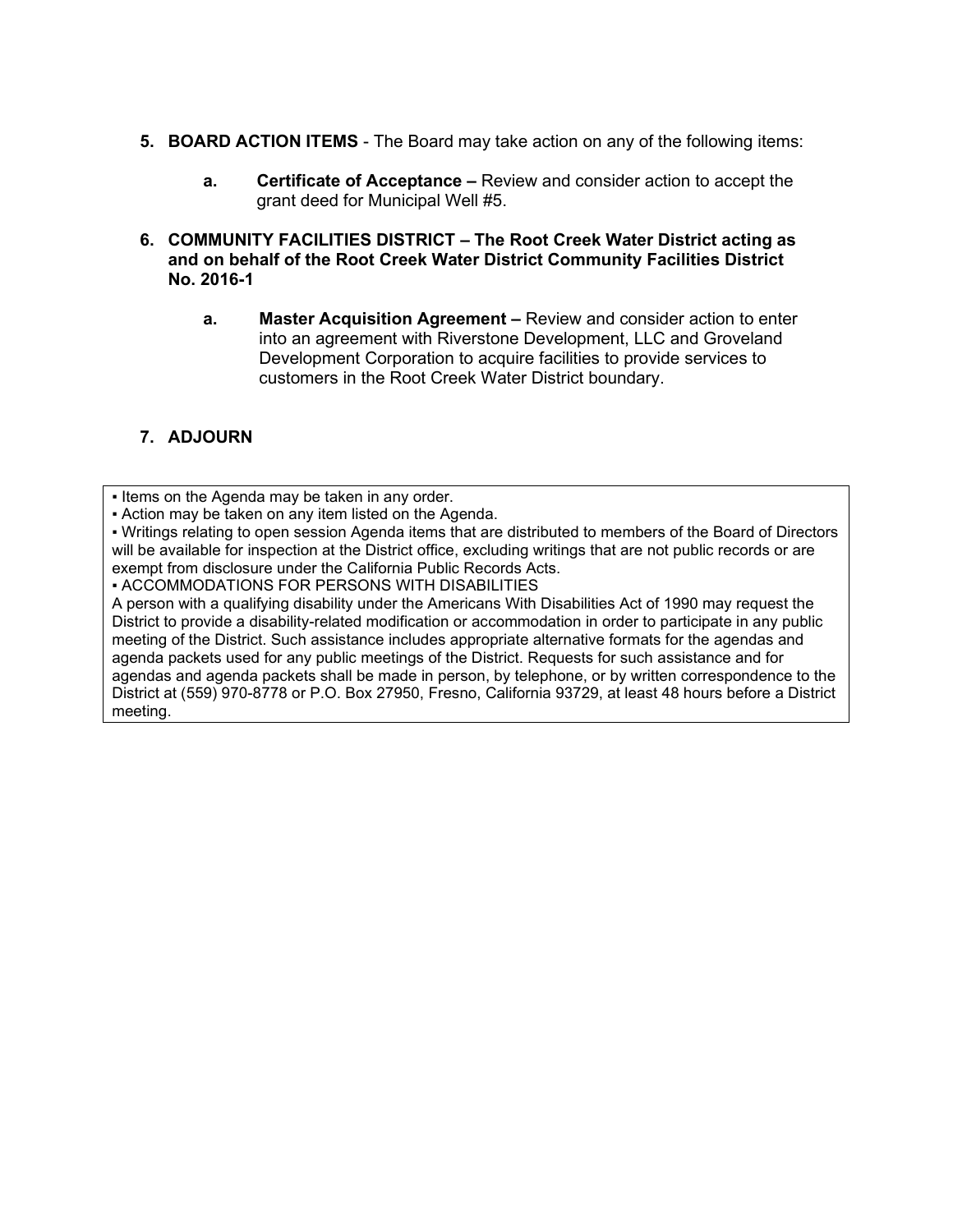5. **BOARD ACTION ITEMS** - The Board may take action on any of the following items:

   a. **Certificate of Acceptance –** Review and consider action to accept the grant deed for Municipal Well #5.

6. **COMMUNITY FACILITIES DISTRICT – The Root Creek Water District acting as and on behalf of the Root Creek Water District Community Facilities District No. 2016-1**

   a. **Master Acquisition Agreement –** Review and consider action to enter into an agreement with Riverstone Development, LLC and Groveland Development Corporation to acquire facilities to provide services to customers in the Root Creek Water District boundary.

7. **ADJOURN**

---

▪ Items on the Agenda may be taken in any order.
▪ Action may be taken on any item listed on the Agenda.
▪ Writings relating to open session Agenda items that are distributed to members of the Board of Directors will be available for inspection at the District office, excluding writings that are not public records or are exempt from disclosure under the California Public Records Acts.
▪ ACCOMMODATIONS FOR PERSONS WITH DISABILITIES
A person with a qualifying disability under the Americans With Disabilities Act of 1990 may request the District to provide a disability-related modification or accommodation in order to participate in any public meeting of the District. Such assistance includes appropriate alternative formats for the agendas and agenda packets used for any public meetings of the District. Requests for such assistance and for agendas and agenda packets shall be made in person, by telephone, or by written correspondence to the District at (559) 970-8778 or P.O. Box 27950, Fresno, California 93729, at least 48 hours before a District meeting.